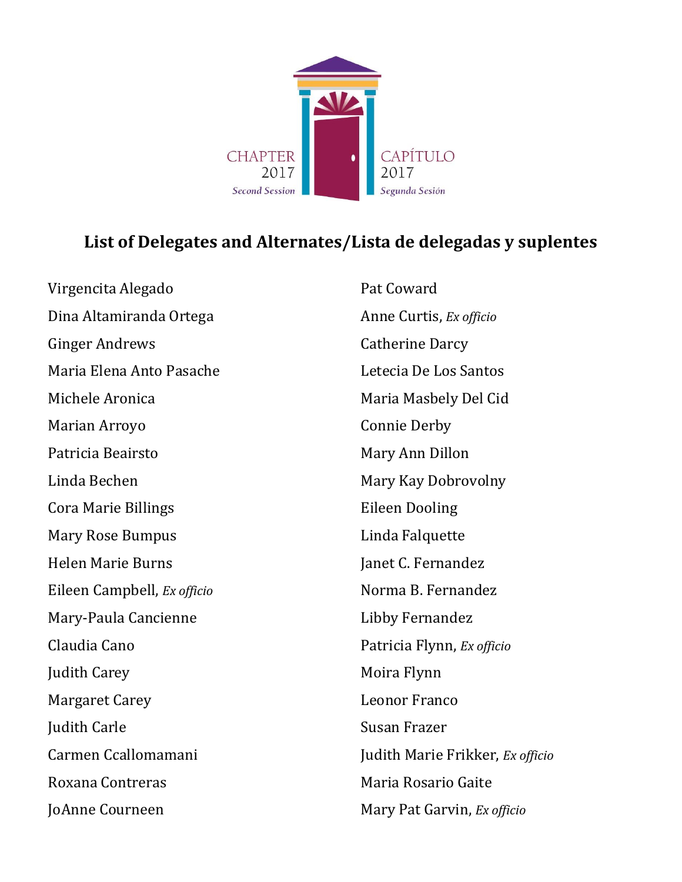CHAPTER 2017 Second Session

CAPÍTULO 2017 Segunda Sesión

# List of Delegates and Alternates/Lista de delegadas y suplentes

Virgencita Alegado

Dina Altamiranda Ortega

Ginger Andrews

Maria Elena Anto Pasache

Michele Aronica

Marian Arroyo

Patricia Beairsto

Linda Bechen

Cora Marie Billings

Mary Rose Bumpus

Helen Marie Burns

Eileen Campbell, *Ex officio*

Mary-Paula Cancienne

Claudia Cano

Judith Carey

Margaret Carey

Judith Carle

Carmen Ccallomamani

Roxana Contreras

JoAnne Courneen

Pat Coward

Anne Curtis, *Ex officio*

Catherine Darcy

Letecia De Los Santos

Maria Masbely Del Cid

Connie Derby

Mary Ann Dillon

Mary Kay Dobrovolny

Eileen Dooling

Linda Falquette

Janet C. Fernandez

Norma B. Fernandez

Libby Fernandez

Patricia Flynn, *Ex officio*

Moira Flynn

Leonor Franco

Susan Frazer

Judith Marie Frikker, *Ex officio*

Maria Rosario Gaite

Mary Pat Garvin, *Ex officio*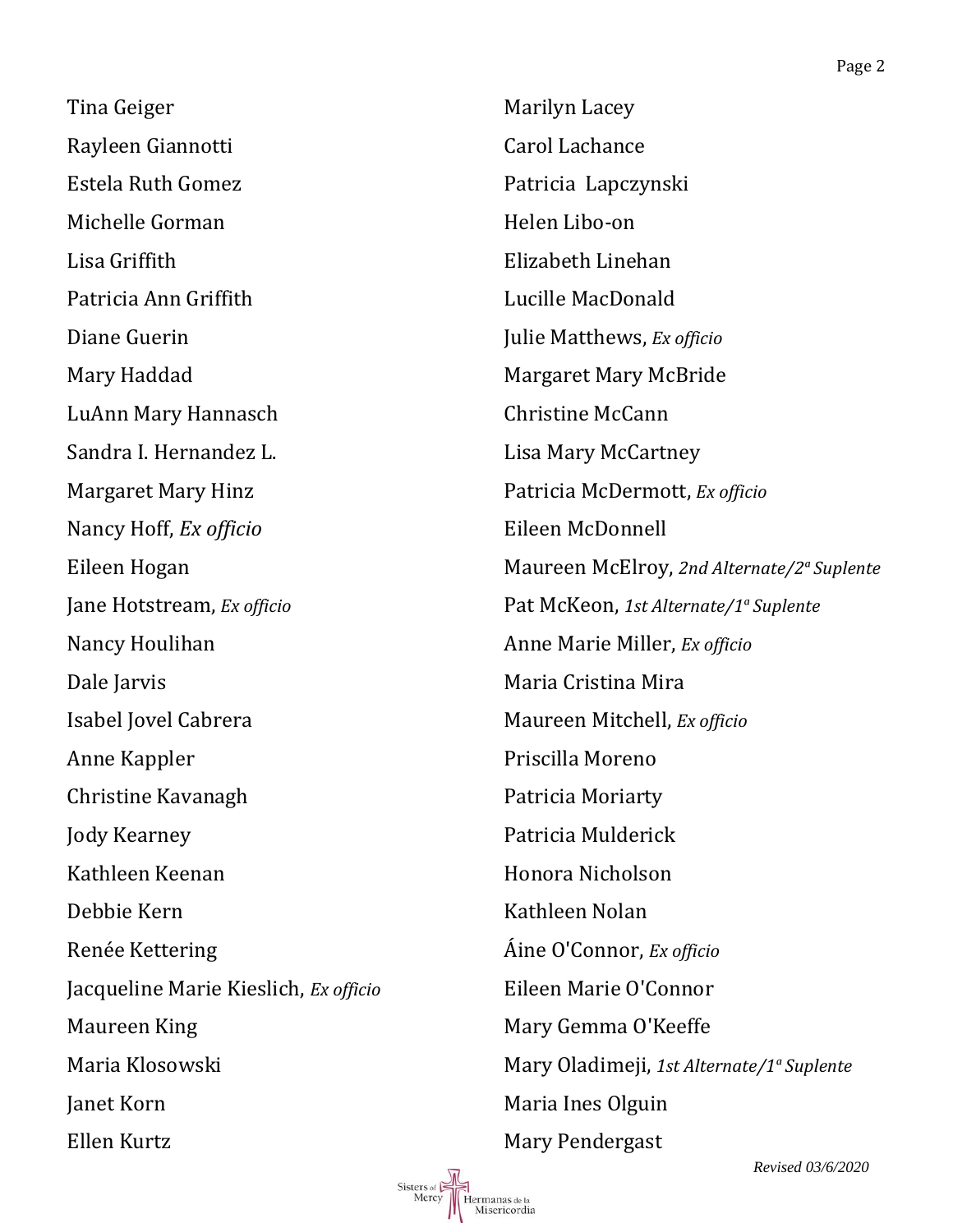Tina Geiger

Rayleen Giannotti

Estela Ruth Gomez

Michelle Gorman

Lisa Griffith

Patricia Ann Griffith

Diane Guerin

Mary Haddad

LuAnn Mary Hannasch

Sandra I. Hernandez L.

Margaret Mary Hinz

Nancy Hoff, *Ex officio*

Eileen Hogan

Jane Hotstream, *Ex officio*

Nancy Houlihan

Dale Jarvis

Isabel Jovel Cabrera

Anne Kappler

Christine Kavanagh

Jody Kearney

Kathleen Keenan

Debbie Kern

Renée Kettering

Jacqueline Marie Kieslich, *Ex officio*

Maureen King

Maria Klosowski

Janet Korn

Ellen Kurtz

Marilyn Lacey

Carol Lachance

Patricia Lapczynski

Helen Libo-on

Elizabeth Linehan

Lucille MacDonald

Julie Matthews, *Ex officio*

Margaret Mary McBride

Christine McCann

Lisa Mary McCartney

Patricia McDermott, *Ex officio*

Eileen McDonnell

Maureen McElroy, *2nd Alternate/2ª Suplente*

Pat McKeon, *1st Alternate/1ª Suplente*

Anne Marie Miller, *Ex officio*

Maria Cristina Mira

Maureen Mitchell, *Ex officio*

Priscilla Moreno

Patricia Moriarty

Patricia Mulderick

Honora Nicholson

Kathleen Nolan

Áine O'Connor, *Ex officio*

Eileen Marie O'Connor

Mary Gemma O'Keeffe

Mary Oladimeji, *1st Alternate/1ª Suplente*

Maria Ines Olguin

Mary Pendergast

*Revised 03/6/2020*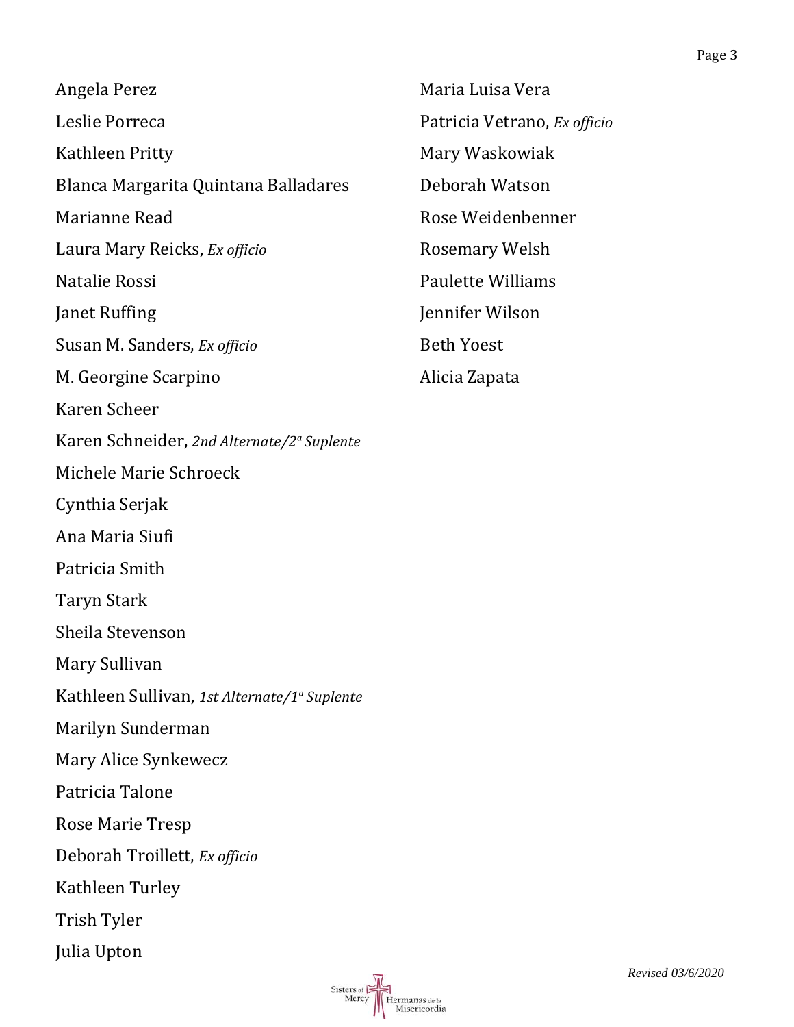Angela Perez

Leslie Porreca

Kathleen Pritty

Blanca Margarita Quintana Balladares

Marianne Read

Laura Mary Reicks, *Ex officio*

Natalie Rossi

Janet Ruffing

Susan M. Sanders, *Ex officio*

M. Georgine Scarpino

Karen Scheer

Karen Schneider, *2nd Alternate/2ª Suplente*

Michele Marie Schroeck

Cynthia Serjak

Ana Maria Siufi

Patricia Smith

Taryn Stark

Sheila Stevenson

Mary Sullivan

Kathleen Sullivan, *1st Alternate/1ª Suplente*

Marilyn Sunderman

Mary Alice Synkewecz

Patricia Talone

Rose Marie Tresp

Deborah Troillett, *Ex officio*

Kathleen Turley

Trish Tyler

Julia Upton

Maria Luisa Vera

Patricia Vetrano, *Ex officio*

Mary Waskowiak

Deborah Watson

Rose Weidenbenner

Rosemary Welsh

Paulette Williams

Jennifer Wilson

Beth Yoest

Alicia Zapata

*Revised 03/6/2020*